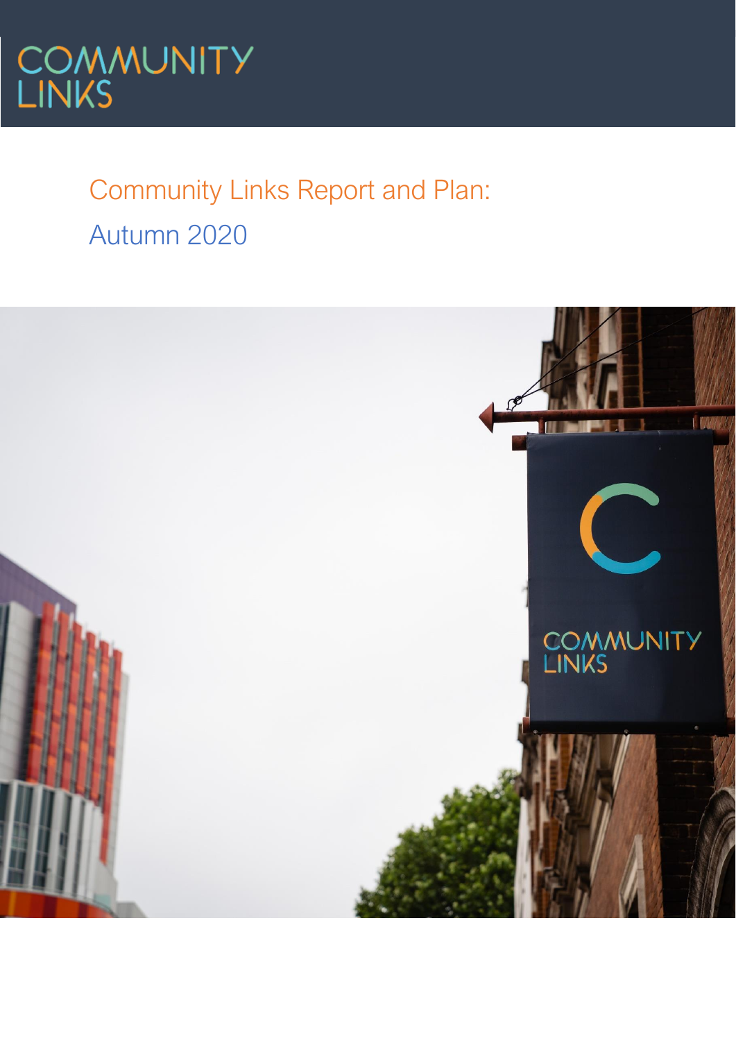COMMUNITY LINKS

# Community Links Report and Plan:

## Autumn 2020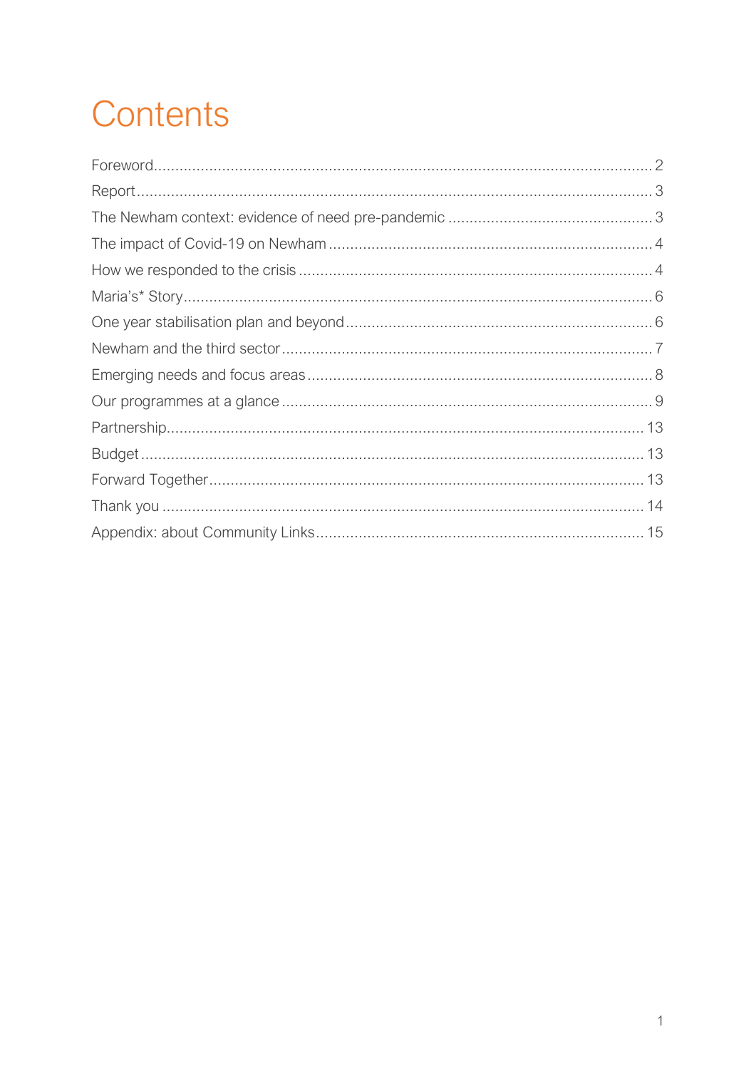# Contents

Foreword ..... 2
Report ..... 3
The Newham context: evidence of need pre-pandemic ..... 3
The impact of Covid-19 on Newham ..... 4
How we responded to the crisis ..... 4
Maria's* Story ..... 6
One year stabilisation plan and beyond ..... 6
Newham and the third sector ..... 7
Emerging needs and focus areas ..... 8
Our programmes at a glance ..... 9
Partnership ..... 13
Budget ..... 13
Forward Together ..... 13
Thank you ..... 14
Appendix: about Community Links ..... 15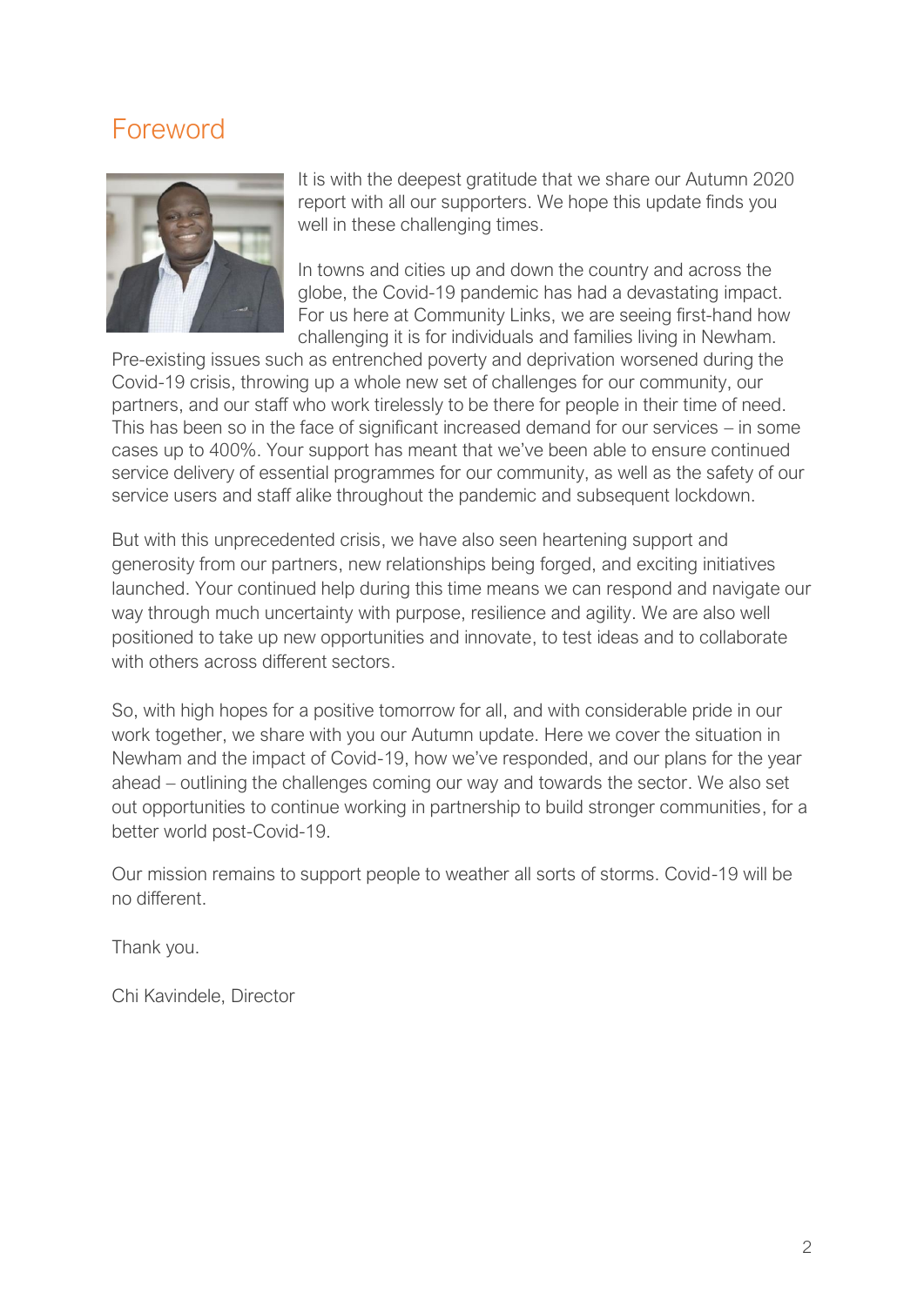# Foreword

It is with the deepest gratitude that we share our Autumn 2020 report with all our supporters. We hope this update finds you well in these challenging times.

In towns and cities up and down the country and across the globe, the Covid-19 pandemic has had a devastating impact. For us here at Community Links, we are seeing first-hand how challenging it is for individuals and families living in Newham. Pre-existing issues such as entrenched poverty and deprivation worsened during the Covid-19 crisis, throwing up a whole new set of challenges for our community, our partners, and our staff who work tirelessly to be there for people in their time of need. This has been so in the face of significant increased demand for our services – in some cases up to 400%. Your support has meant that we've been able to ensure continued service delivery of essential programmes for our community, as well as the safety of our service users and staff alike throughout the pandemic and subsequent lockdown.

But with this unprecedented crisis, we have also seen heartening support and generosity from our partners, new relationships being forged, and exciting initiatives launched. Your continued help during this time means we can respond and navigate our way through much uncertainty with purpose, resilience and agility. We are also well positioned to take up new opportunities and innovate, to test ideas and to collaborate with others across different sectors.

So, with high hopes for a positive tomorrow for all, and with considerable pride in our work together, we share with you our Autumn update. Here we cover the situation in Newham and the impact of Covid-19, how we've responded, and our plans for the year ahead – outlining the challenges coming our way and towards the sector. We also set out opportunities to continue working in partnership to build stronger communities, for a better world post-Covid-19.

Our mission remains to support people to weather all sorts of storms. Covid-19 will be no different.

Thank you.

Chi Kavindele, Director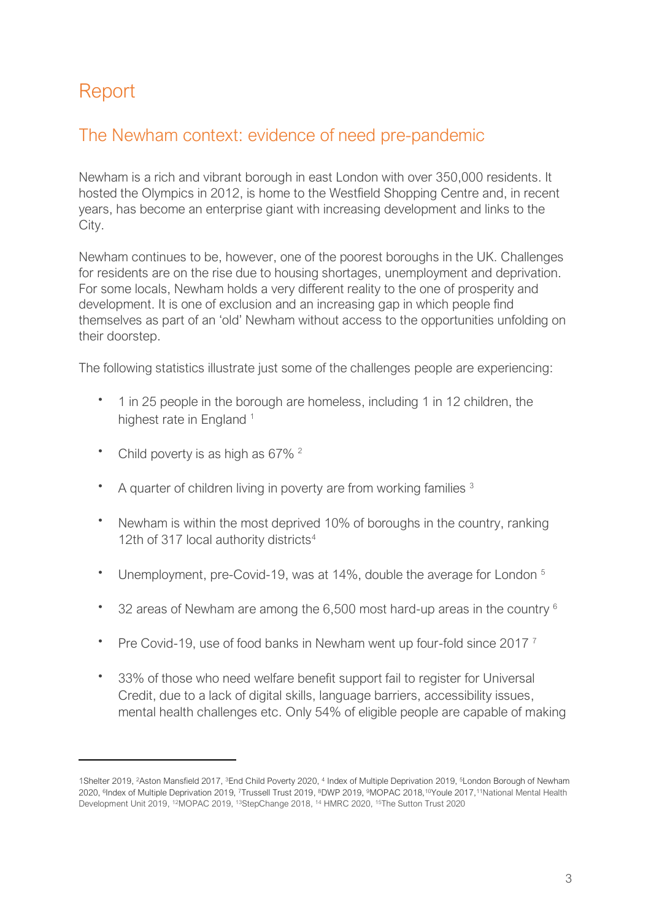# Report

## The Newham context: evidence of need pre-pandemic

Newham is a rich and vibrant borough in east London with over 350,000 residents. It hosted the Olympics in 2012, is home to the Westfield Shopping Centre and, in recent years, has become an enterprise giant with increasing development and links to the City.

Newham continues to be, however, one of the poorest boroughs in the UK. Challenges for residents are on the rise due to housing shortages, unemployment and deprivation. For some locals, Newham holds a very different reality to the one of prosperity and development. It is one of exclusion and an increasing gap in which people find themselves as part of an 'old' Newham without access to the opportunities unfolding on their doorstep.

The following statistics illustrate just some of the challenges people are experiencing:

- 1 in 25 people in the borough are homeless, including 1 in 12 children, the highest rate in England [1]
- Child poverty is as high as 67% [2]
- A quarter of children living in poverty are from working families [3]
- Newham is within the most deprived 10% of boroughs in the country, ranking 12th of 317 local authority districts[4]
- Unemployment, pre-Covid-19, was at 14%, double the average for London [5]
- 32 areas of Newham are among the 6,500 most hard-up areas in the country [6]
- Pre Covid-19, use of food banks in Newham went up four-fold since 2017 [7]
- 33% of those who need welfare benefit support fail to register for Universal Credit, due to a lack of digital skills, language barriers, accessibility issues, mental health challenges etc. Only 54% of eligible people are capable of making

---

1Shelter 2019, [2]Aston Mansfield 2017, [3]End Child Poverty 2020, [4] Index of Multiple Deprivation 2019, [5]London Borough of Newham 2020, [6]Index of Multiple Deprivation 2019, [7]Trussell Trust 2019, [8]DWP 2019, [9]MOPAC 2018,[10]Youle 2017,[11]National Mental Health Development Unit 2019, [12]MOPAC 2019, [13]StepChange 2018, [14] HMRC 2020, [15]The Sutton Trust 2020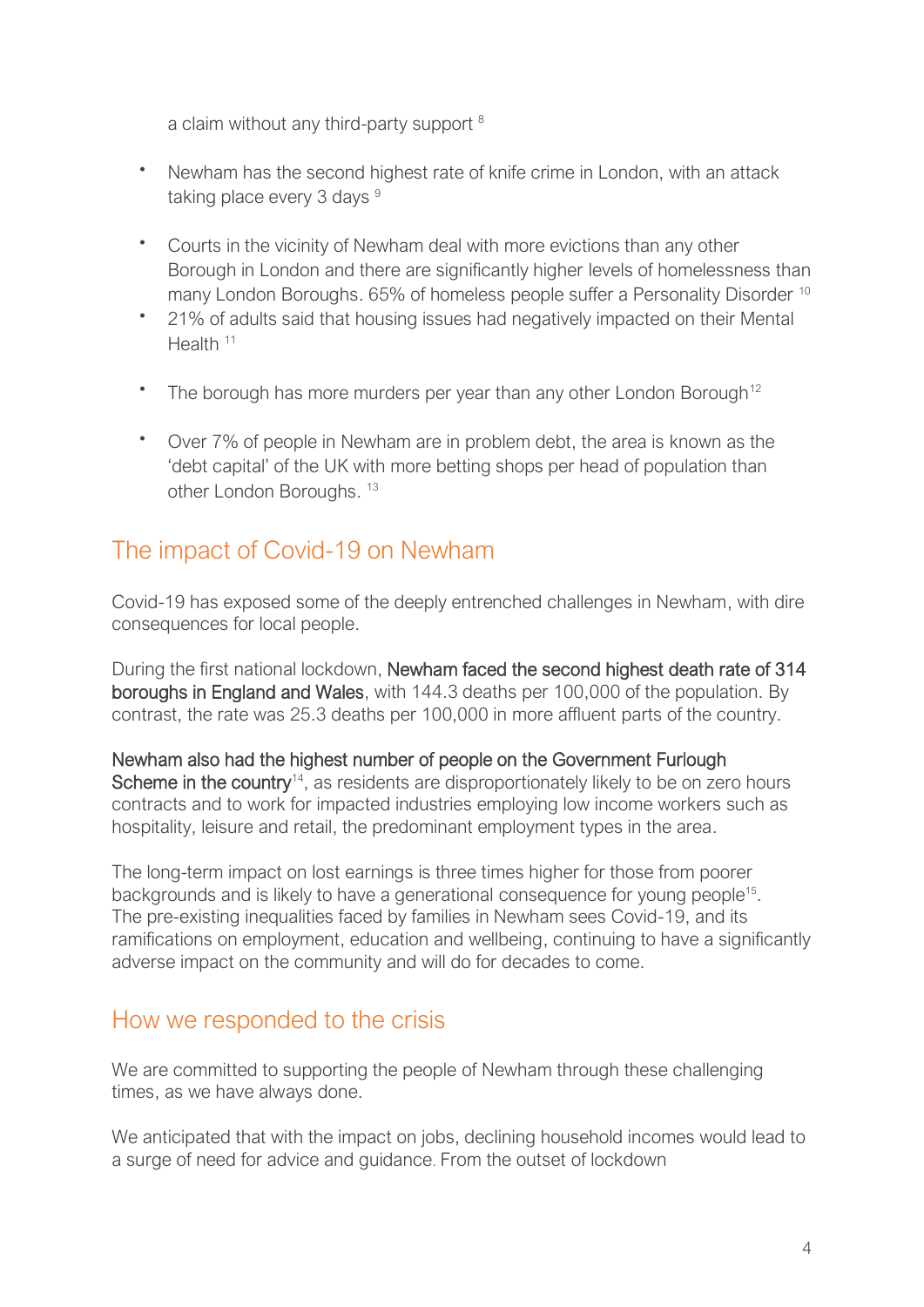a claim without any third-party support [8]

- Newham has the second highest rate of knife crime in London, with an attack taking place every 3 days [9]
- Courts in the vicinity of Newham deal with more evictions than any other Borough in London and there are significantly higher levels of homelessness than many London Boroughs. 65% of homeless people suffer a Personality Disorder [10]
- 21% of adults said that housing issues had negatively impacted on their Mental Health [11]
- The borough has more murders per year than any other London Borough[12]
- Over 7% of people in Newham are in problem debt, the area is known as the 'debt capital' of the UK with more betting shops per head of population than other London Boroughs. [13]

## The impact of Covid-19 on Newham

Covid-19 has exposed some of the deeply entrenched challenges in Newham, with dire consequences for local people.

During the first national lockdown, **Newham faced the second highest death rate of 314 boroughs in England and Wales**, with 144.3 deaths per 100,000 of the population. By contrast, the rate was 25.3 deaths per 100,000 in more affluent parts of the country.

**Newham also had the highest number of people on the Government Furlough Scheme in the country**[14], as residents are disproportionately likely to be on zero hours contracts and to work for impacted industries employing low income workers such as hospitality, leisure and retail, the predominant employment types in the area.

The long-term impact on lost earnings is three times higher for those from poorer backgrounds and is likely to have a generational consequence for young people[15]. The pre-existing inequalities faced by families in Newham sees Covid-19, and its ramifications on employment, education and wellbeing, continuing to have a significantly adverse impact on the community and will do for decades to come.

## How we responded to the crisis

We are committed to supporting the people of Newham through these challenging times, as we have always done.

We anticipated that with the impact on jobs, declining household incomes would lead to a surge of need for advice and guidance. From the outset of lockdown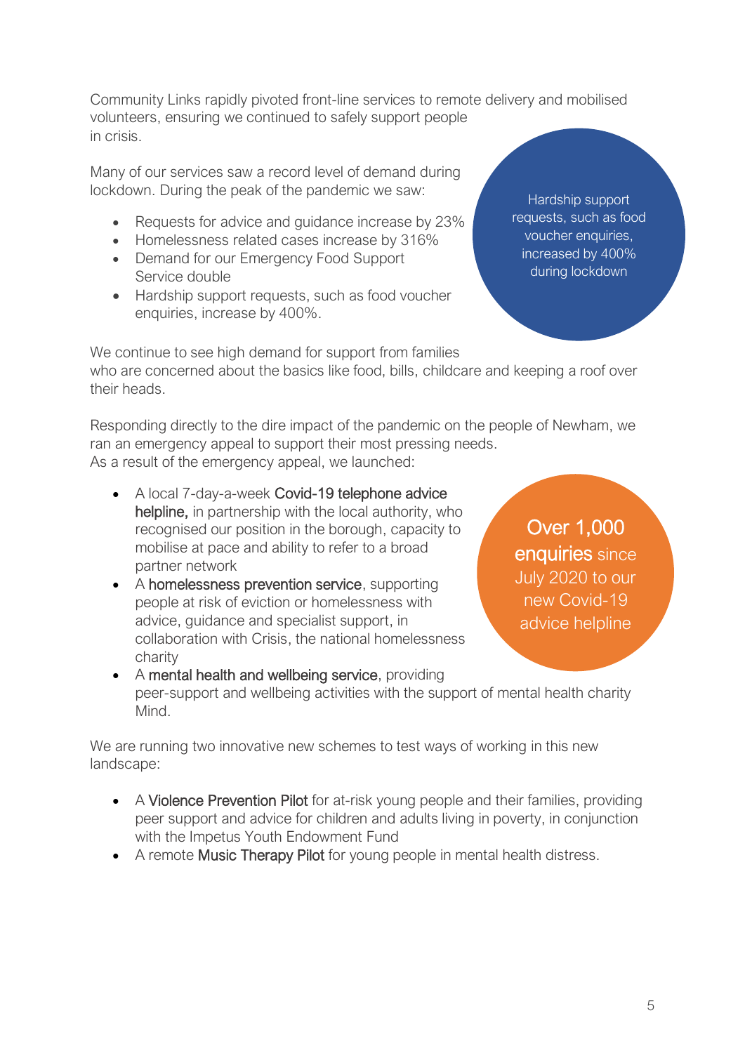Community Links rapidly pivoted front-line services to remote delivery and mobilised volunteers, ensuring we continued to safely support people in crisis.

Many of our services saw a record level of demand during lockdown. During the peak of the pandemic we saw:

- Requests for advice and guidance increase by 23%
- Homelessness related cases increase by 316%
- Demand for our Emergency Food Support Service double
- Hardship support requests, such as food voucher enquiries, increase by 400%.

Hardship support requests, such as food voucher enquiries, increased by 400% during lockdown

We continue to see high demand for support from families who are concerned about the basics like food, bills, childcare and keeping a roof over their heads.

Responding directly to the dire impact of the pandemic on the people of Newham, we ran an emergency appeal to support their most pressing needs.
As a result of the emergency appeal, we launched:

- A local 7-day-a-week **Covid-19 telephone advice helpline,** in partnership with the local authority, who recognised our position in the borough, capacity to mobilise at pace and ability to refer to a broad partner network
- A **homelessness prevention service**, supporting people at risk of eviction or homelessness with advice, guidance and specialist support, in collaboration with Crisis, the national homelessness charity
- A **mental health and wellbeing service**, providing peer-support and wellbeing activities with the support of mental health charity Mind.

**Over 1,000 enquiries** since July 2020 to our new Covid-19 advice helpline

We are running two innovative new schemes to test ways of working in this new landscape:

- A **Violence Prevention Pilot** for at-risk young people and their families, providing peer support and advice for children and adults living in poverty, in conjunction with the Impetus Youth Endowment Fund
- A remote **Music Therapy Pilot** for young people in mental health distress.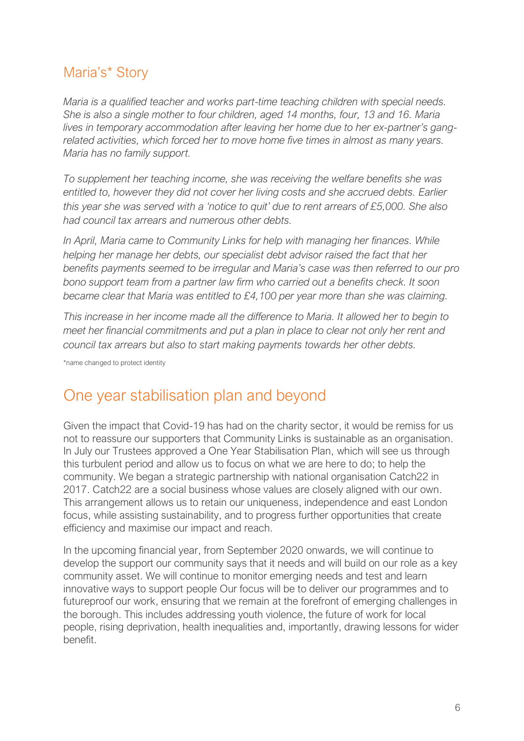## Maria's* Story

*Maria is a qualified teacher and works part-time teaching children with special needs. She is also a single mother to four children, aged 14 months, four, 13 and 16. Maria lives in temporary accommodation after leaving her home due to her ex-partner's gang-related activities, which forced her to move home five times in almost as many years. Maria has no family support.*

*To supplement her teaching income, she was receiving the welfare benefits she was entitled to, however they did not cover her living costs and she accrued debts. Earlier this year she was served with a 'notice to quit' due to rent arrears of £5,000. She also had council tax arrears and numerous other debts.*

*In April, Maria came to Community Links for help with managing her finances. While helping her manage her debts, our specialist debt advisor raised the fact that her benefits payments seemed to be irregular and Maria's case was then referred to our pro bono support team from a partner law firm who carried out a benefits check. It soon became clear that Maria was entitled to £4,100 per year more than she was claiming.*

*This increase in her income made all the difference to Maria. It allowed her to begin to meet her financial commitments and put a plan in place to clear not only her rent and council tax arrears but also to start making payments towards her other debts.*

*name changed to protect identity

## One year stabilisation plan and beyond

Given the impact that Covid-19 has had on the charity sector, it would be remiss for us not to reassure our supporters that Community Links is sustainable as an organisation. In July our Trustees approved a One Year Stabilisation Plan, which will see us through this turbulent period and allow us to focus on what we are here to do; to help the community. We began a strategic partnership with national organisation Catch22 in 2017. Catch22 are a social business whose values are closely aligned with our own. This arrangement allows us to retain our uniqueness, independence and east London focus, while assisting sustainability, and to progress further opportunities that create efficiency and maximise our impact and reach.

In the upcoming financial year, from September 2020 onwards, we will continue to develop the support our community says that it needs and will build on our role as a key community asset. We will continue to monitor emerging needs and test and learn innovative ways to support people Our focus will be to deliver our programmes and to futureproof our work, ensuring that we remain at the forefront of emerging challenges in the borough. This includes addressing youth violence, the future of work for local people, rising deprivation, health inequalities and, importantly, drawing lessons for wider benefit.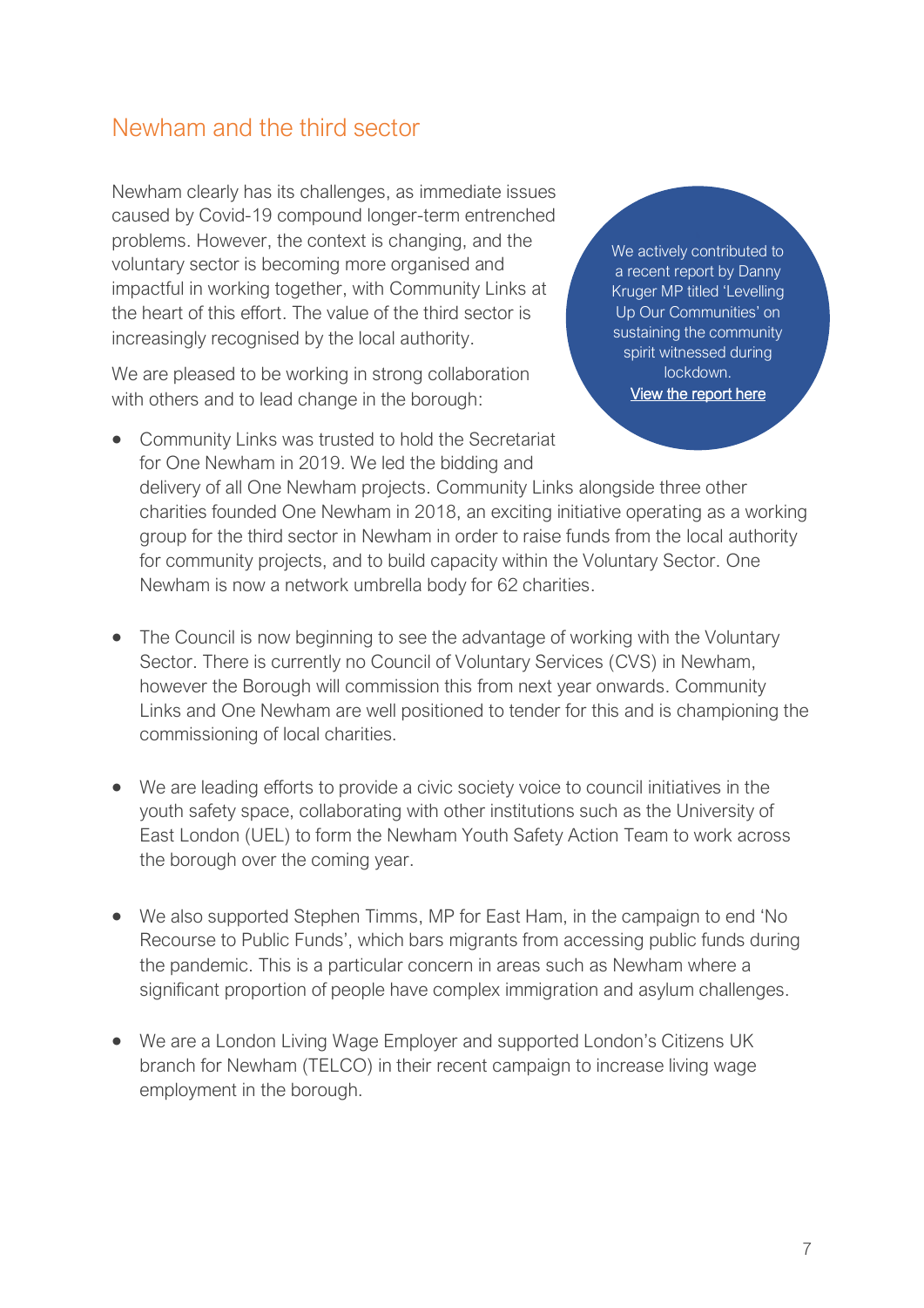## Newham and the third sector

Newham clearly has its challenges, as immediate issues caused by Covid-19 compound longer-term entrenched problems. However, the context is changing, and the voluntary sector is becoming more organised and impactful in working together, with Community Links at the heart of this effort. The value of the third sector is increasingly recognised by the local authority.

We are pleased to be working in strong collaboration with others and to lead change in the borough:

- Community Links was trusted to hold the Secretariat for One Newham in 2019. We led the bidding and delivery of all One Newham projects. Community Links alongside three other charities founded One Newham in 2018, an exciting initiative operating as a working group for the third sector in Newham in order to raise funds from the local authority for community projects, and to build capacity within the Voluntary Sector. One Newham is now a network umbrella body for 62 charities.

- The Council is now beginning to see the advantage of working with the Voluntary Sector. There is currently no Council of Voluntary Services (CVS) in Newham, however the Borough will commission this from next year onwards. Community Links and One Newham are well positioned to tender for this and is championing the commissioning of local charities.

- We are leading efforts to provide a civic society voice to council initiatives in the youth safety space, collaborating with other institutions such as the University of East London (UEL) to form the Newham Youth Safety Action Team to work across the borough over the coming year.

- We also supported Stephen Timms, MP for East Ham, in the campaign to end 'No Recourse to Public Funds', which bars migrants from accessing public funds during the pandemic. This is a particular concern in areas such as Newham where a significant proportion of people have complex immigration and asylum challenges.

- We are a London Living Wage Employer and supported London's Citizens UK branch for Newham (TELCO) in their recent campaign to increase living wage employment in the borough.

We actively contributed to a recent report by Danny Kruger MP titled 'Levelling Up Our Communities' on sustaining the community spirit witnessed during lockdown.
[View the report here]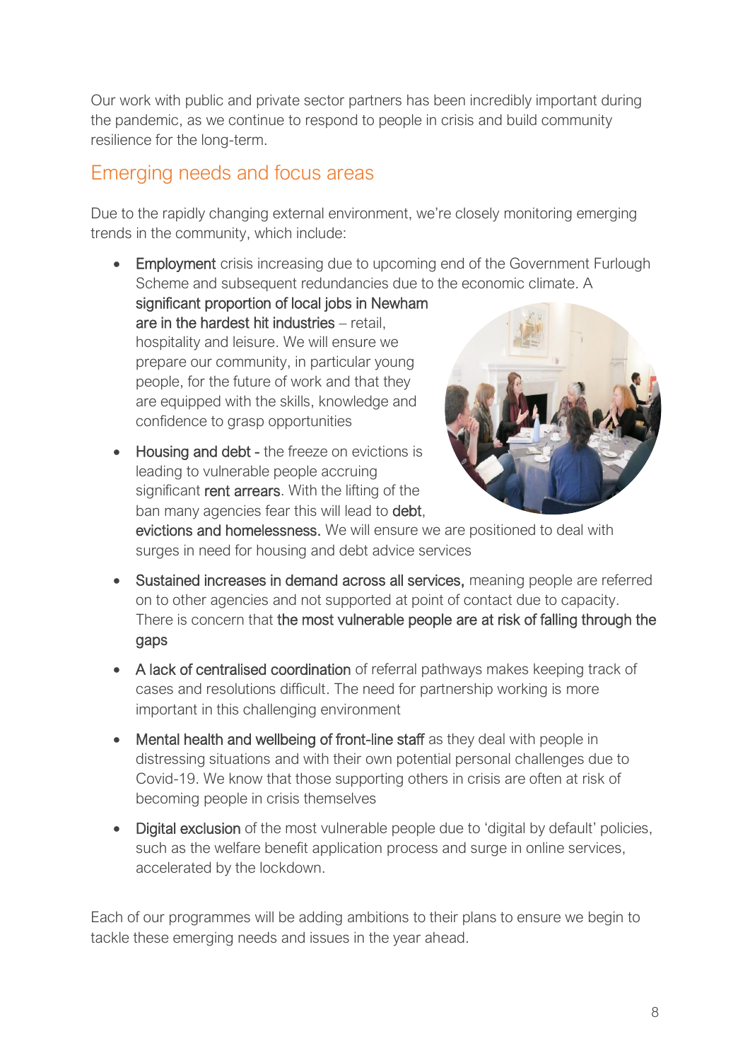Our work with public and private sector partners has been incredibly important during the pandemic, as we continue to respond to people in crisis and build community resilience for the long-term.

## Emerging needs and focus areas

Due to the rapidly changing external environment, we're closely monitoring emerging trends in the community, which include:

- Employment crisis increasing due to upcoming end of the Government Furlough Scheme and subsequent redundancies due to the economic climate. A significant proportion of local jobs in Newham are in the hardest hit industries – retail, hospitality and leisure. We will ensure we prepare our community, in particular young people, for the future of work and that they are equipped with the skills, knowledge and confidence to grasp opportunities
- Housing and debt - the freeze on evictions is leading to vulnerable people accruing significant rent arrears. With the lifting of the ban many agencies fear this will lead to debt, evictions and homelessness. We will ensure we are positioned to deal with surges in need for housing and debt advice services
- Sustained increases in demand across all services, meaning people are referred on to other agencies and not supported at point of contact due to capacity. There is concern that the most vulnerable people are at risk of falling through the gaps
- A lack of centralised coordination of referral pathways makes keeping track of cases and resolutions difficult. The need for partnership working is more important in this challenging environment
- Mental health and wellbeing of front-line staff as they deal with people in distressing situations and with their own potential personal challenges due to Covid-19. We know that those supporting others in crisis are often at risk of becoming people in crisis themselves
- Digital exclusion of the most vulnerable people due to 'digital by default' policies, such as the welfare benefit application process and surge in online services, accelerated by the lockdown.

Each of our programmes will be adding ambitions to their plans to ensure we begin to tackle these emerging needs and issues in the year ahead.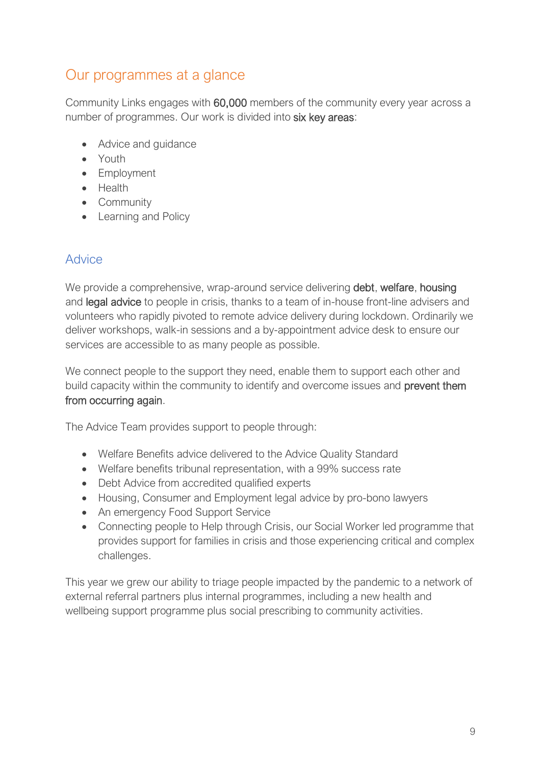## Our programmes at a glance

Community Links engages with **60,000** members of the community every year across a number of programmes. Our work is divided into **six key areas**:

- Advice and guidance
- Youth
- Employment
- Health
- Community
- Learning and Policy

### Advice

We provide a comprehensive, wrap-around service delivering **debt**, **welfare**, **housing** and **legal advice** to people in crisis, thanks to a team of in-house front-line advisers and volunteers who rapidly pivoted to remote advice delivery during lockdown. Ordinarily we deliver workshops, walk-in sessions and a by-appointment advice desk to ensure our services are accessible to as many people as possible.

We connect people to the support they need, enable them to support each other and build capacity within the community to identify and overcome issues and **prevent them from occurring again**.

The Advice Team provides support to people through:

- Welfare Benefits advice delivered to the Advice Quality Standard
- Welfare benefits tribunal representation, with a 99% success rate
- Debt Advice from accredited qualified experts
- Housing, Consumer and Employment legal advice by pro-bono lawyers
- An emergency Food Support Service
- Connecting people to Help through Crisis, our Social Worker led programme that provides support for families in crisis and those experiencing critical and complex challenges.

This year we grew our ability to triage people impacted by the pandemic to a network of external referral partners plus internal programmes, including a new health and wellbeing support programme plus social prescribing to community activities.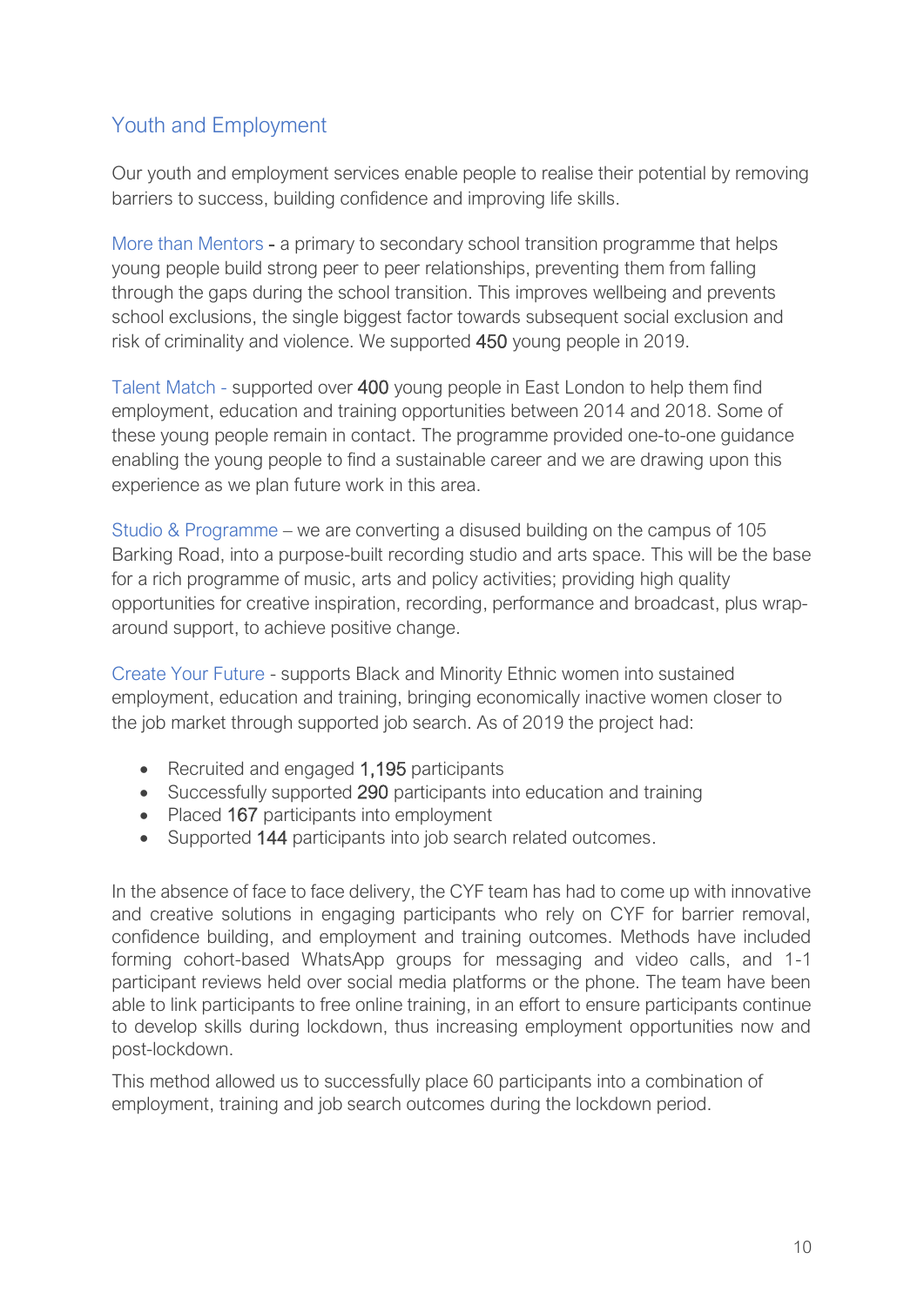## Youth and Employment

Our youth and employment services enable people to realise their potential by removing barriers to success, building confidence and improving life skills.

More than Mentors - a primary to secondary school transition programme that helps young people build strong peer to peer relationships, preventing them from falling through the gaps during the school transition. This improves wellbeing and prevents school exclusions, the single biggest factor towards subsequent social exclusion and risk of criminality and violence. We supported 450 young people in 2019.

Talent Match - supported over 400 young people in East London to help them find employment, education and training opportunities between 2014 and 2018. Some of these young people remain in contact. The programme provided one-to-one guidance enabling the young people to find a sustainable career and we are drawing upon this experience as we plan future work in this area.

Studio & Programme – we are converting a disused building on the campus of 105 Barking Road, into a purpose-built recording studio and arts space. This will be the base for a rich programme of music, arts and policy activities; providing high quality opportunities for creative inspiration, recording, performance and broadcast, plus wrap-around support, to achieve positive change.

Create Your Future - supports Black and Minority Ethnic women into sustained employment, education and training, bringing economically inactive women closer to the job market through supported job search. As of 2019 the project had:

- Recruited and engaged 1,195 participants
- Successfully supported 290 participants into education and training
- Placed 167 participants into employment
- Supported 144 participants into job search related outcomes.

In the absence of face to face delivery, the CYF team has had to come up with innovative and creative solutions in engaging participants who rely on CYF for barrier removal, confidence building, and employment and training outcomes. Methods have included forming cohort-based WhatsApp groups for messaging and video calls, and 1-1 participant reviews held over social media platforms or the phone. The team have been able to link participants to free online training, in an effort to ensure participants continue to develop skills during lockdown, thus increasing employment opportunities now and post-lockdown.

This method allowed us to successfully place 60 participants into a combination of employment, training and job search outcomes during the lockdown period.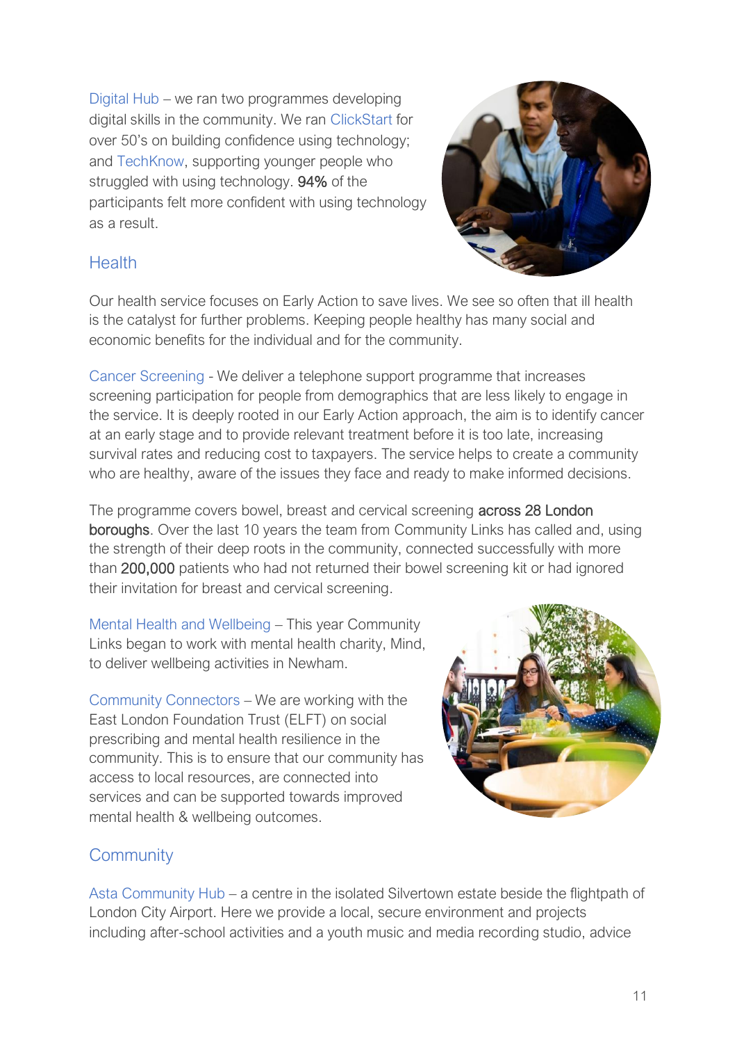Digital Hub – we ran two programmes developing digital skills in the community. We ran ClickStart for over 50's on building confidence using technology; and TechKnow, supporting younger people who struggled with using technology. **94%** of the participants felt more confident with using technology as a result.

## Health

Our health service focuses on Early Action to save lives. We see so often that ill health is the catalyst for further problems. Keeping people healthy has many social and economic benefits for the individual and for the community.

Cancer Screening - We deliver a telephone support programme that increases screening participation for people from demographics that are less likely to engage in the service. It is deeply rooted in our Early Action approach, the aim is to identify cancer at an early stage and to provide relevant treatment before it is too late, increasing survival rates and reducing cost to taxpayers. The service helps to create a community who are healthy, aware of the issues they face and ready to make informed decisions.

The programme covers bowel, breast and cervical screening **across 28 London boroughs**. Over the last 10 years the team from Community Links has called and, using the strength of their deep roots in the community, connected successfully with more than **200,000** patients who had not returned their bowel screening kit or had ignored their invitation for breast and cervical screening.

Mental Health and Wellbeing – This year Community Links began to work with mental health charity, Mind, to deliver wellbeing activities in Newham.

Community Connectors – We are working with the East London Foundation Trust (ELFT) on social prescribing and mental health resilience in the community. This is to ensure that our community has access to local resources, are connected into services and can be supported towards improved mental health & wellbeing outcomes.

## Community

Asta Community Hub – a centre in the isolated Silvertown estate beside the flightpath of London City Airport. Here we provide a local, secure environment and projects including after-school activities and a youth music and media recording studio, advice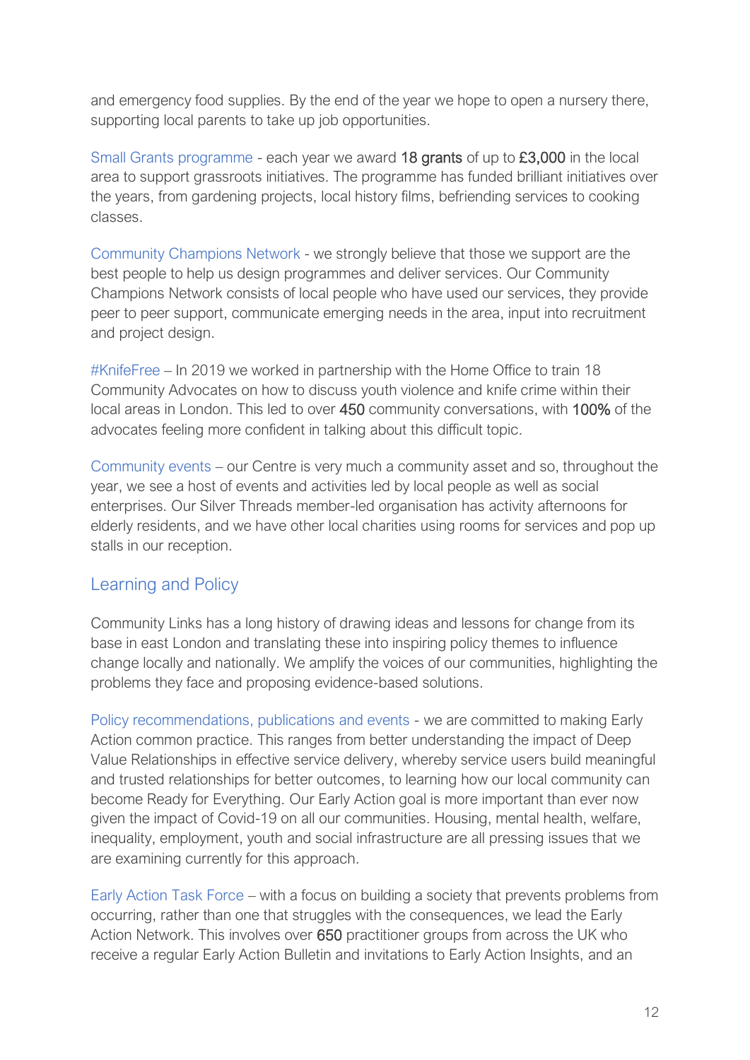and emergency food supplies. By the end of the year we hope to open a nursery there, supporting local parents to take up job opportunities.

Small Grants programme - each year we award 18 grants of up to £3,000 in the local area to support grassroots initiatives. The programme has funded brilliant initiatives over the years, from gardening projects, local history films, befriending services to cooking classes.

Community Champions Network - we strongly believe that those we support are the best people to help us design programmes and deliver services. Our Community Champions Network consists of local people who have used our services, they provide peer to peer support, communicate emerging needs in the area, input into recruitment and project design.

#KnifeFree – In 2019 we worked in partnership with the Home Office to train 18 Community Advocates on how to discuss youth violence and knife crime within their local areas in London. This led to over 450 community conversations, with 100% of the advocates feeling more confident in talking about this difficult topic.

Community events – our Centre is very much a community asset and so, throughout the year, we see a host of events and activities led by local people as well as social enterprises. Our Silver Threads member-led organisation has activity afternoons for elderly residents, and we have other local charities using rooms for services and pop up stalls in our reception.

## Learning and Policy

Community Links has a long history of drawing ideas and lessons for change from its base in east London and translating these into inspiring policy themes to influence change locally and nationally. We amplify the voices of our communities, highlighting the problems they face and proposing evidence-based solutions.

Policy recommendations, publications and events - we are committed to making Early Action common practice. This ranges from better understanding the impact of Deep Value Relationships in effective service delivery, whereby service users build meaningful and trusted relationships for better outcomes, to learning how our local community can become Ready for Everything. Our Early Action goal is more important than ever now given the impact of Covid-19 on all our communities. Housing, mental health, welfare, inequality, employment, youth and social infrastructure are all pressing issues that we are examining currently for this approach.

Early Action Task Force – with a focus on building a society that prevents problems from occurring, rather than one that struggles with the consequences, we lead the Early Action Network. This involves over 650 practitioner groups from across the UK who receive a regular Early Action Bulletin and invitations to Early Action Insights, and an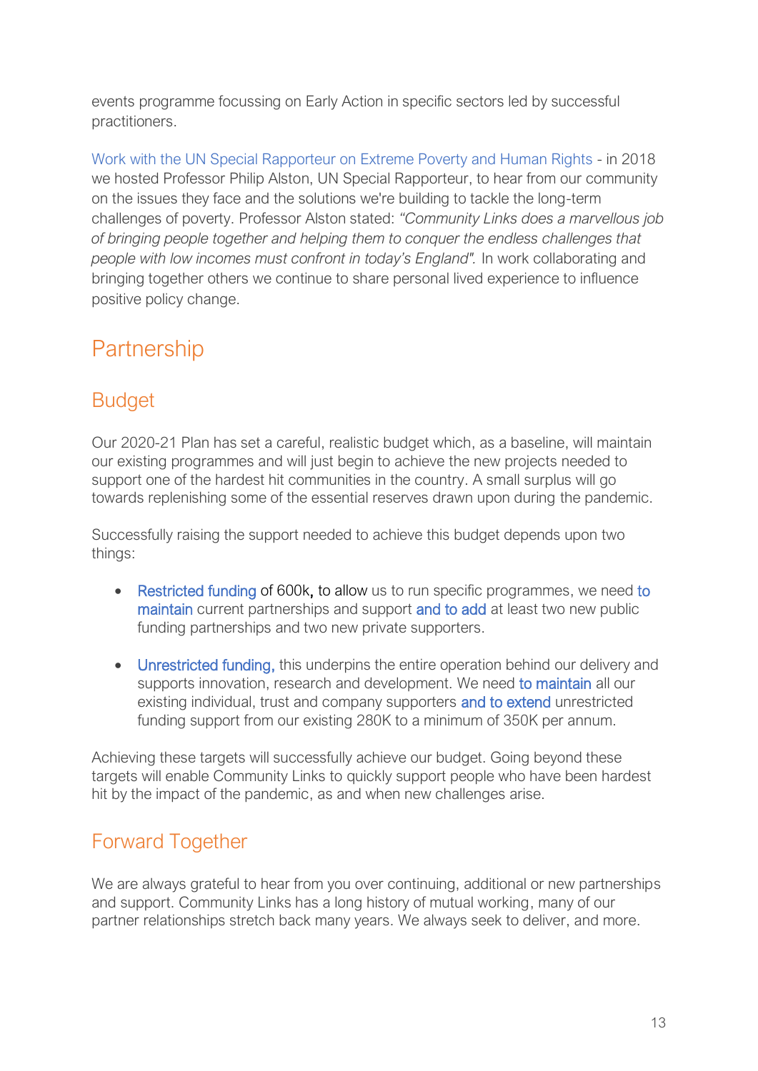events programme focussing on Early Action in specific sectors led by successful practitioners.

Work with the UN Special Rapporteur on Extreme Poverty and Human Rights - in 2018 we hosted Professor Philip Alston, UN Special Rapporteur, to hear from our community on the issues they face and the solutions we're building to tackle the long-term challenges of poverty. Professor Alston stated: *"Community Links does a marvellous job of bringing people together and helping them to conquer the endless challenges that people with low incomes must confront in today's England".* In work collaborating and bringing together others we continue to share personal lived experience to influence positive policy change.

# Partnership

## Budget

Our 2020-21 Plan has set a careful, realistic budget which, as a baseline, will maintain our existing programmes and will just begin to achieve the new projects needed to support one of the hardest hit communities in the country. A small surplus will go towards replenishing some of the essential reserves drawn upon during the pandemic.

Successfully raising the support needed to achieve this budget depends upon two things:

- Restricted funding of 600k, to allow us to run specific programmes, we need to maintain current partnerships and support and to add at least two new public funding partnerships and two new private supporters.

- Unrestricted funding, this underpins the entire operation behind our delivery and supports innovation, research and development. We need to maintain all our existing individual, trust and company supporters and to extend unrestricted funding support from our existing 280K to a minimum of 350K per annum.

Achieving these targets will successfully achieve our budget. Going beyond these targets will enable Community Links to quickly support people who have been hardest hit by the impact of the pandemic, as and when new challenges arise.

## Forward Together

We are always grateful to hear from you over continuing, additional or new partnerships and support. Community Links has a long history of mutual working, many of our partner relationships stretch back many years. We always seek to deliver, and more.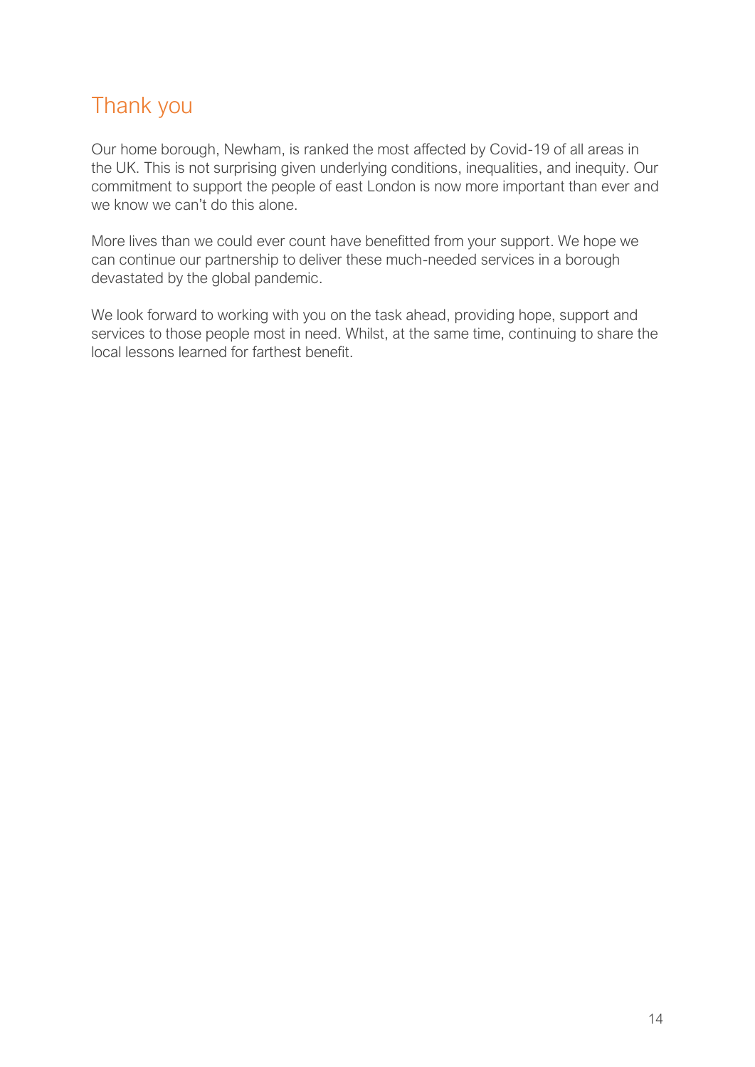# Thank you

Our home borough, Newham, is ranked the most affected by Covid-19 of all areas in the UK. This is not surprising given underlying conditions, inequalities, and inequity. Our commitment to support the people of east London is now more important than ever and we know we can't do this alone.

More lives than we could ever count have benefitted from your support. We hope we can continue our partnership to deliver these much-needed services in a borough devastated by the global pandemic.

We look forward to working with you on the task ahead, providing hope, support and services to those people most in need. Whilst, at the same time, continuing to share the local lessons learned for farthest benefit.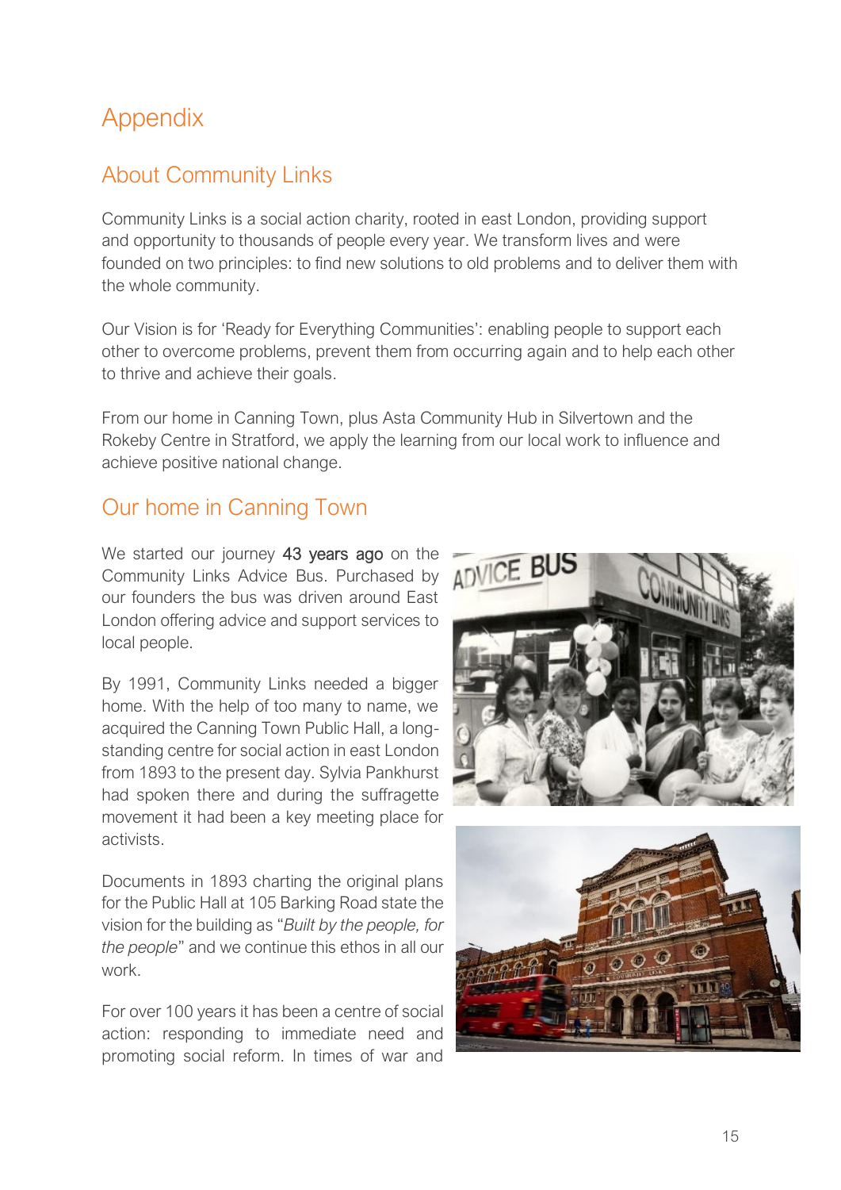# Appendix

## About Community Links

Community Links is a social action charity, rooted in east London, providing support and opportunity to thousands of people every year. We transform lives and were founded on two principles: to find new solutions to old problems and to deliver them with the whole community.

Our Vision is for 'Ready for Everything Communities': enabling people to support each other to overcome problems, prevent them from occurring again and to help each other to thrive and achieve their goals.

From our home in Canning Town, plus Asta Community Hub in Silvertown and the Rokeby Centre in Stratford, we apply the learning from our local work to influence and achieve positive national change.

## Our home in Canning Town

We started our journey 43 years ago on the Community Links Advice Bus. Purchased by our founders the bus was driven around East London offering advice and support services to local people.

By 1991, Community Links needed a bigger home. With the help of too many to name, we acquired the Canning Town Public Hall, a long-standing centre for social action in east London from 1893 to the present day. Sylvia Pankhurst had spoken there and during the suffragette movement it had been a key meeting place for activists.

Documents in 1893 charting the original plans for the Public Hall at 105 Barking Road state the vision for the building as "*Built by the people, for the people*" and we continue this ethos in all our work.

For over 100 years it has been a centre of social action: responding to immediate need and promoting social reform. In times of war and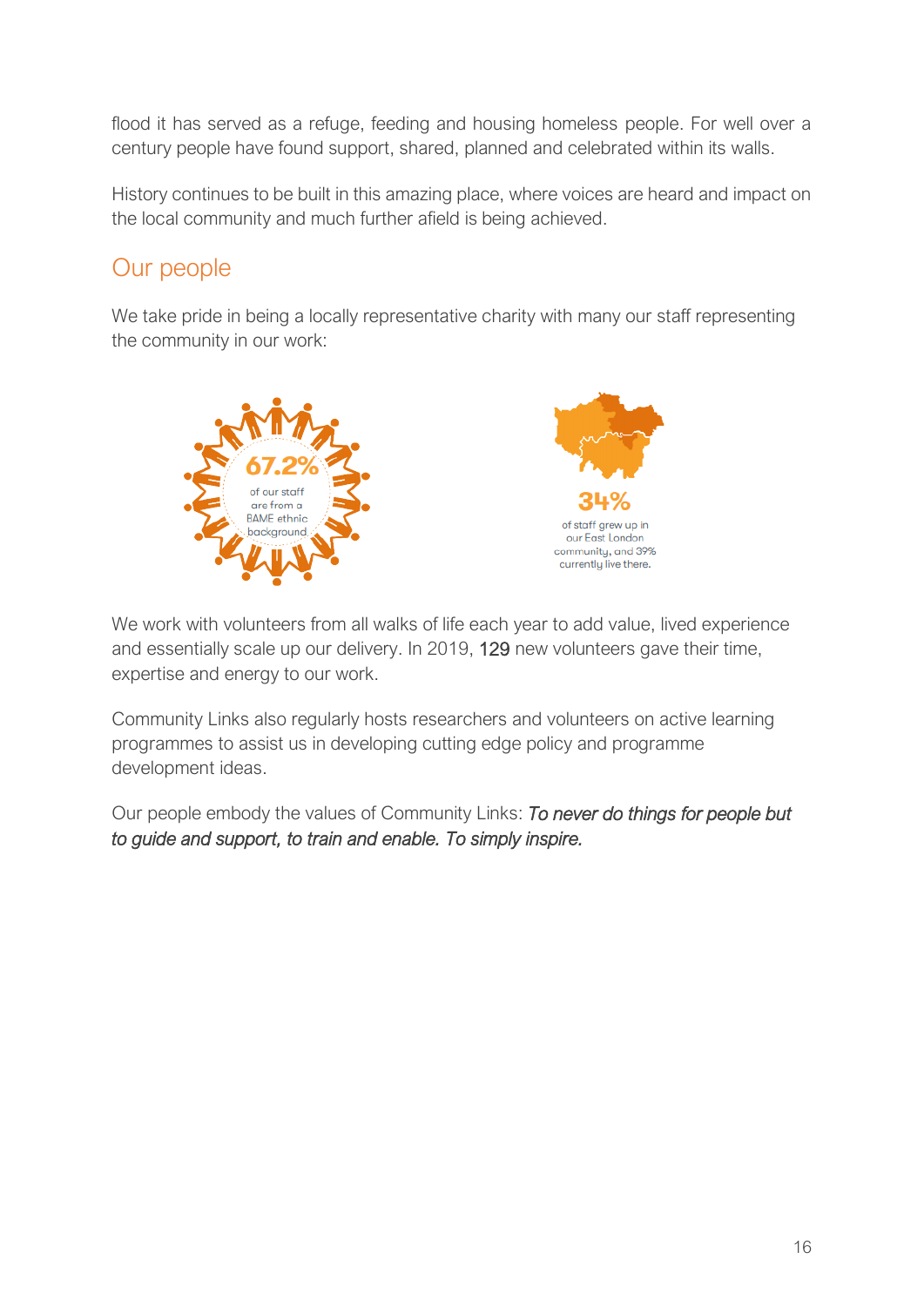flood it has served as a refuge, feeding and housing homeless people. For well over a century people have found support, shared, planned and celebrated within its walls.

History continues to be built in this amazing place, where voices are heard and impact on the local community and much further afield is being achieved.

## Our people

We take pride in being a locally representative charity with many our staff representing the community in our work:

67.2% of our staff are from a BAME ethnic background

34% of staff grew up in our East London community, and 39% currently live there.

We work with volunteers from all walks of life each year to add value, lived experience and essentially scale up our delivery. In 2019, 129 new volunteers gave their time, expertise and energy to our work.

Community Links also regularly hosts researchers and volunteers on active learning programmes to assist us in developing cutting edge policy and programme development ideas.

Our people embody the values of Community Links: *To never do things for people but to guide and support, to train and enable. To simply inspire.*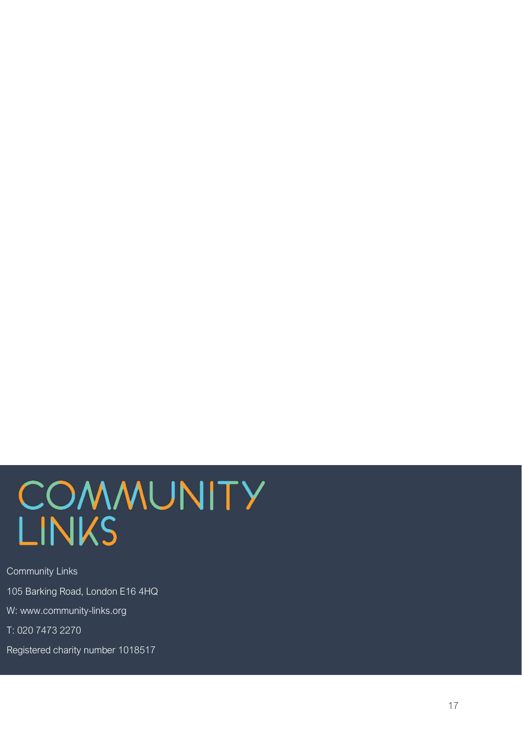COMMUNITY LINKS

Community Links

105 Barking Road, London E16 4HQ

W: www.community-links.org

T: 020 7473 2270

Registered charity number 1018517